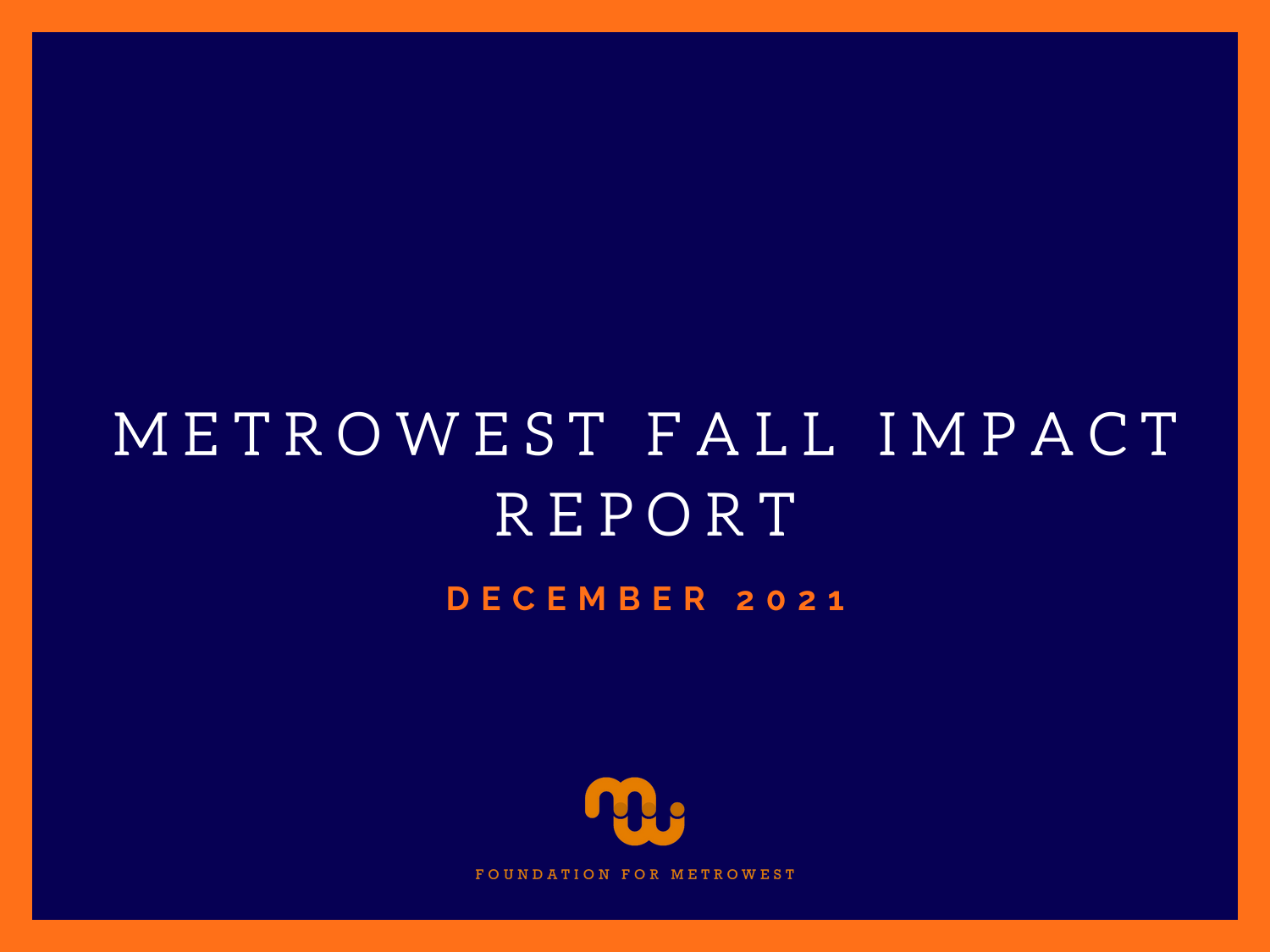# METROWEST FALL IMPACT REPORT

**DECEMBER 2021**

FOUNDATION FOR METROWEST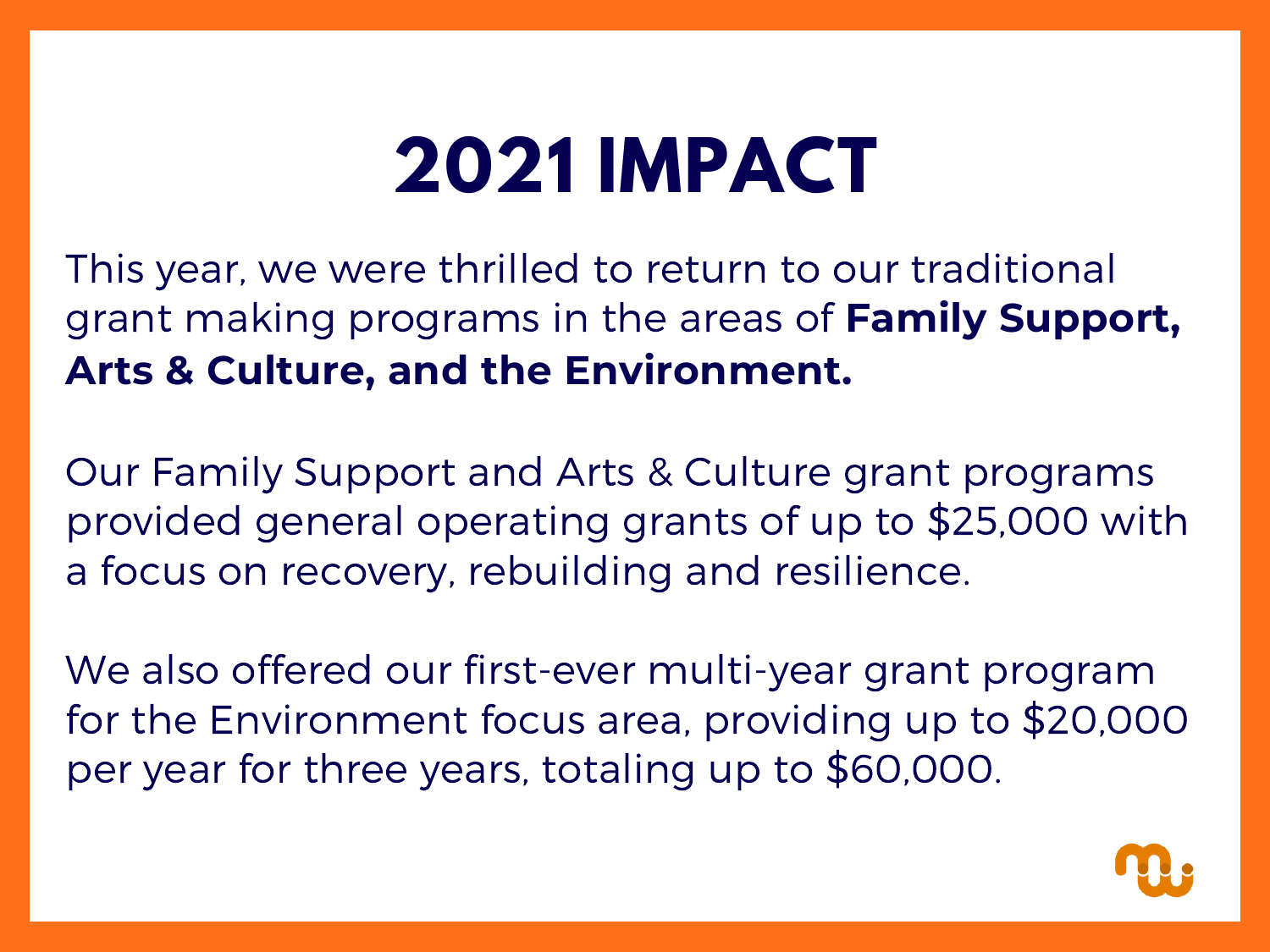# 2021 IMPACT

This year, we were thrilled to return to our traditional grant making programs in the areas of **Family Support, Arts & Culture, and the Environment.**

Our Family Support and Arts & Culture grant programs provided general operating grants of up to $25,000 with a focus on recovery, rebuilding and resilience.

We also offered our first-ever multi-year grant program for the Environment focus area, providing up to $20,000 per year for three years, totaling up to $60,000.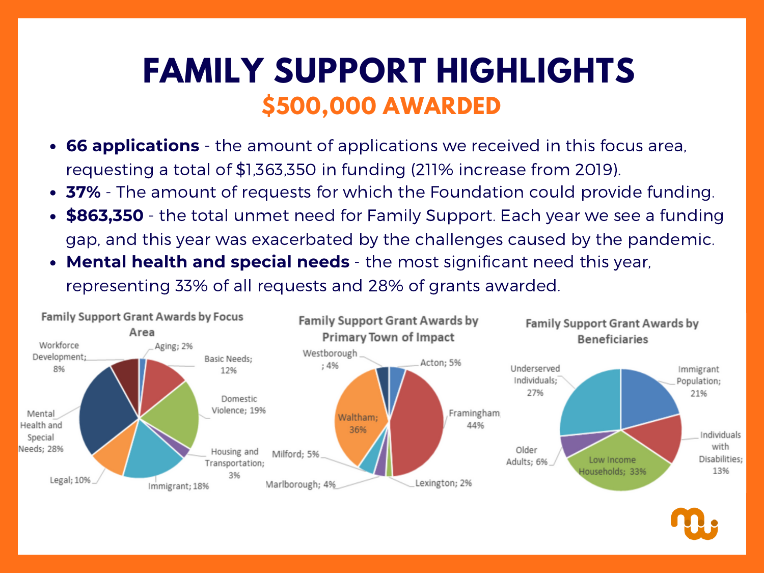# FAMILY SUPPORT HIGHLIGHTS

## $500,000 AWARDED

- **66 applications** - the amount of applications we received in this focus area, requesting a total of $1,363,350 in funding (211% increase from 2019).
- **37%** - The amount of requests for which the Foundation could provide funding.
- **$863,350** - the total unmet need for Family Support. Each year we see a funding gap, and this year was exacerbated by the challenges caused by the pandemic.
- **Mental health and special needs** - the most significant need this year, representing 33% of all requests and 28% of grants awarded.

**Family Support Grant Awards by Focus Area**

| Focus Area | Share |
| --- | --- |
| Aging | 2% |
| Basic Needs | 12% |
| Domestic Violence | 19% |
| Housing and Transportation | 3% |
| Immigrant | 18% |
| Legal | 10% |
| Mental Health and Special Needs | 28% |
| Workforce Development | 8% |

**Family Support Grant Awards by Primary Town of Impact**

| Town | Share |
| --- | --- |
| Acton | 5% |
| Framingham | 44% |
| Lexington | 2% |
| Marlborough | 4% |
| Milford | 5% |
| Waltham | 36% |
| Westborough | 4% |

**Family Support Grant Awards by Beneficiaries**

| Beneficiaries | Share |
| --- | --- |
| Immigrant Population | 21% |
| Individuals with Disabilities | 13% |
| Low Income Households | 33% |
| Older Adults | 6% |
| Underserved Individuals | 27% |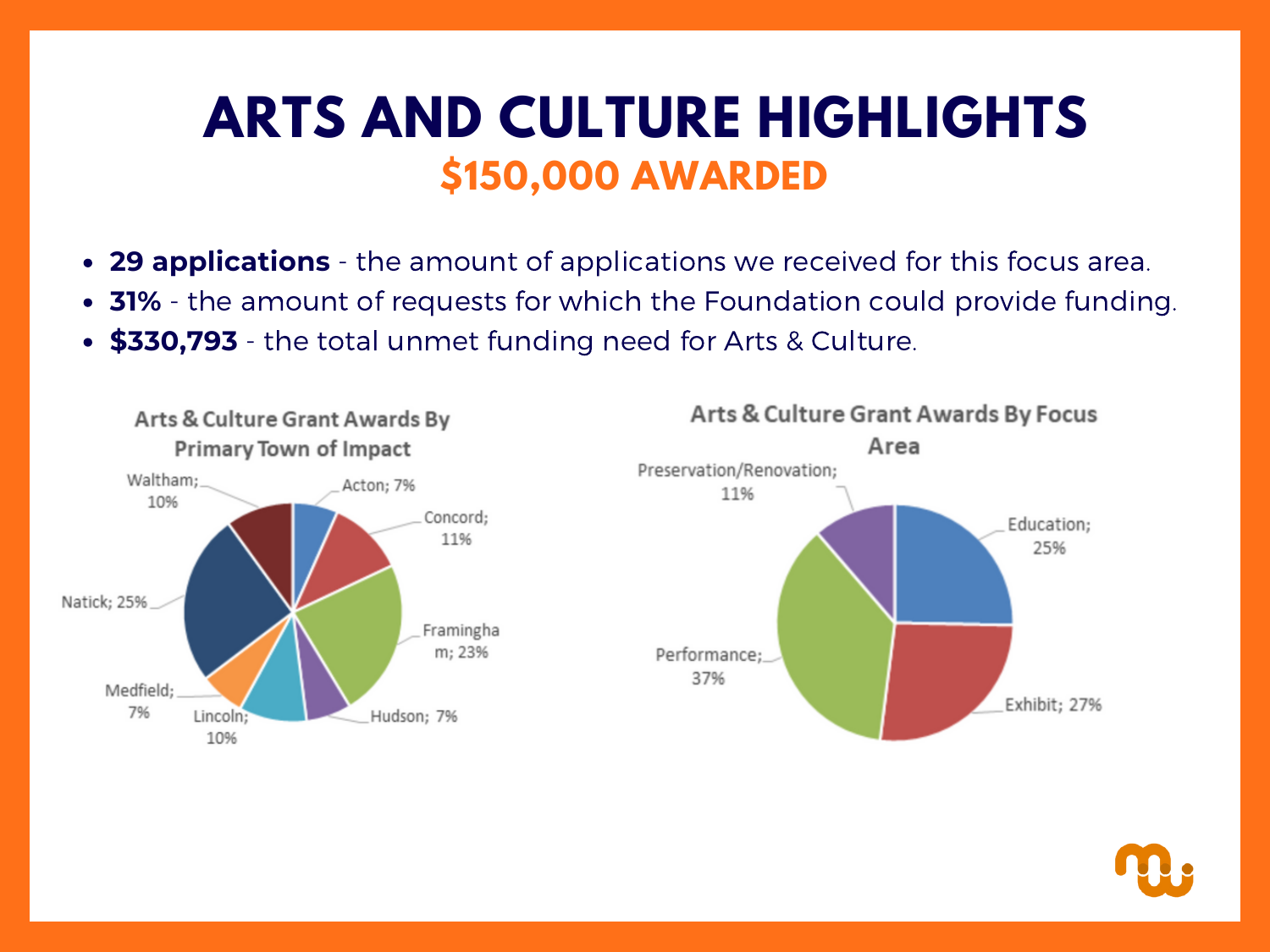# ARTS AND CULTURE HIGHLIGHTS

## $150,000 AWARDED

- **29 applications** - the amount of applications we received for this focus area.
- **31%** - the amount of requests for which the Foundation could provide funding.
- **$330,793** - the total unmet funding need for Arts & Culture.

**Arts & Culture Grant Awards By Primary Town of Impact**

| Town | Percentage |
| --- | --- |
| Acton | 7% |
| Concord | 11% |
| Framingham | 23% |
| Hudson | 7% |
| Lincoln | 10% |
| Medfield | 7% |
| Natick | 25% |
| Waltham | 10% |

**Arts & Culture Grant Awards By Focus Area**

| Focus Area | Percentage |
| --- | --- |
| Education | 25% |
| Exhibit | 27% |
| Performance | 37% |
| Preservation/Renovation | 11% |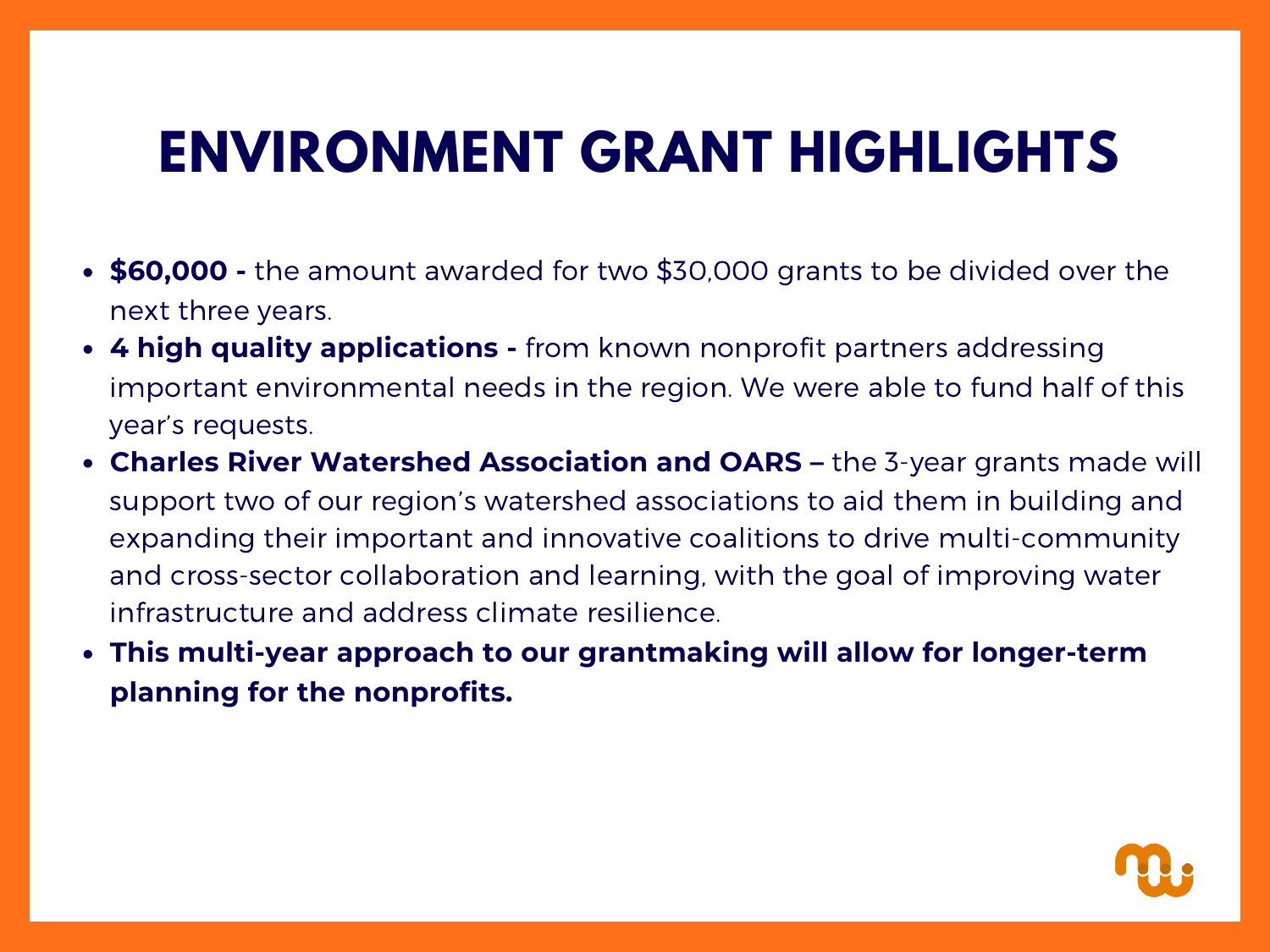# ENVIRONMENT GRANT HIGHLIGHTS

- **$60,000 -** the amount awarded for two $30,000 grants to be divided over the next three years.
- **4 high quality applications -** from known nonprofit partners addressing important environmental needs in the region. We were able to fund half of this year's requests.
- **Charles River Watershed Association and OARS –** the 3-year grants made will support two of our region's watershed associations to aid them in building and expanding their important and innovative coalitions to drive multi-community and cross-sector collaboration and learning, with the goal of improving water infrastructure and address climate resilience.
- **This multi-year approach to our grantmaking will allow for longer-term planning for the nonprofits.**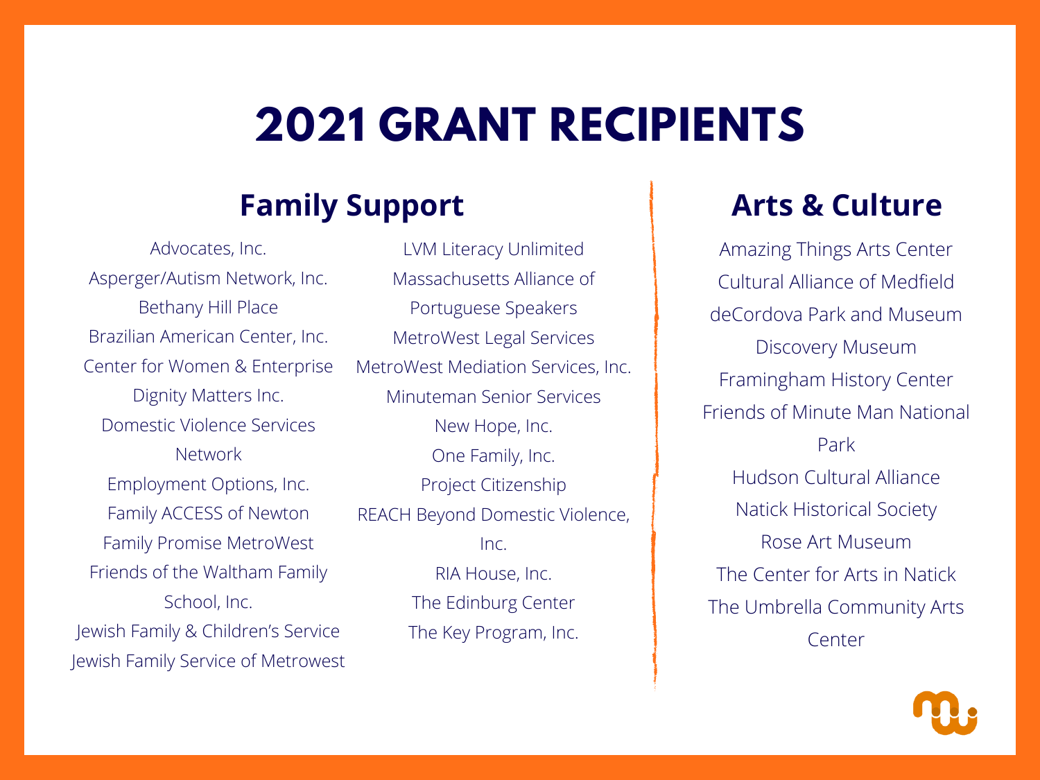# 2021 GRANT RECIPIENTS

## Family Support

- Advocates, Inc.
- Asperger/Autism Network, Inc.
- Bethany Hill Place
- Brazilian American Center, Inc.
- Center for Women & Enterprise
- Dignity Matters Inc.
- Domestic Violence Services Network
- Employment Options, Inc.
- Family ACCESS of Newton
- Family Promise MetroWest
- Friends of the Waltham Family School, Inc.
- Jewish Family & Children's Service
- Jewish Family Service of Metrowest
- LVM Literacy Unlimited
- Massachusetts Alliance of Portuguese Speakers
- MetroWest Legal Services
- MetroWest Mediation Services, Inc.
- Minuteman Senior Services
- New Hope, Inc.
- One Family, Inc.
- Project Citizenship
- REACH Beyond Domestic Violence, Inc.
- RIA House, Inc.
- The Edinburg Center
- The Key Program, Inc.

## Arts & Culture

- Amazing Things Arts Center
- Cultural Alliance of Medfield
- deCordova Park and Museum
- Discovery Museum
- Framingham History Center
- Friends of Minute Man National Park
- Hudson Cultural Alliance
- Natick Historical Society
- Rose Art Museum
- The Center for Arts in Natick
- The Umbrella Community Arts Center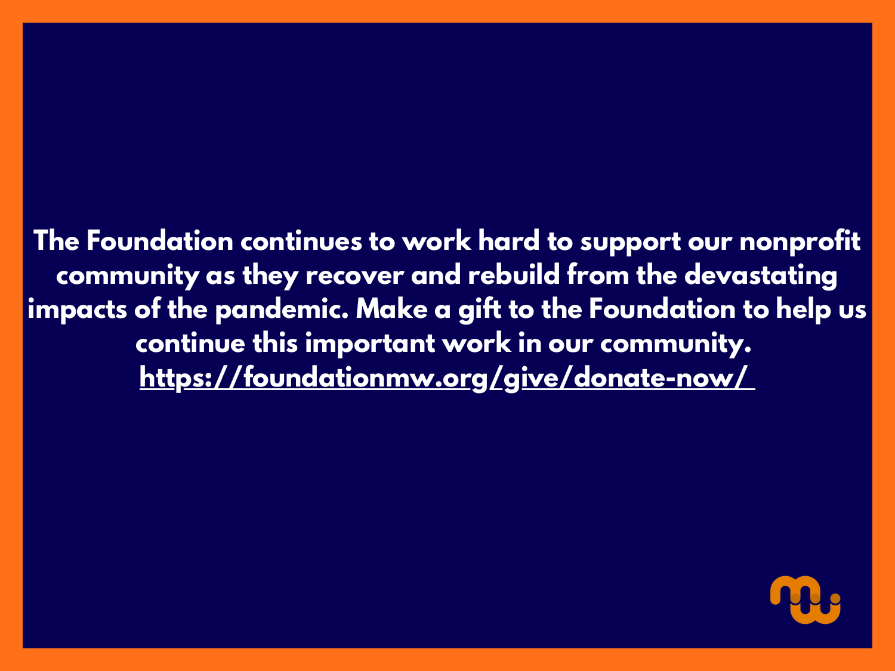**The Foundation continues to work hard to support our nonprofit community as they recover and rebuild from the devastating impacts of the pandemic. Make a gift to the Foundation to help us continue this important work in our community.**

**https://foundationmw.org/give/donate-now/**